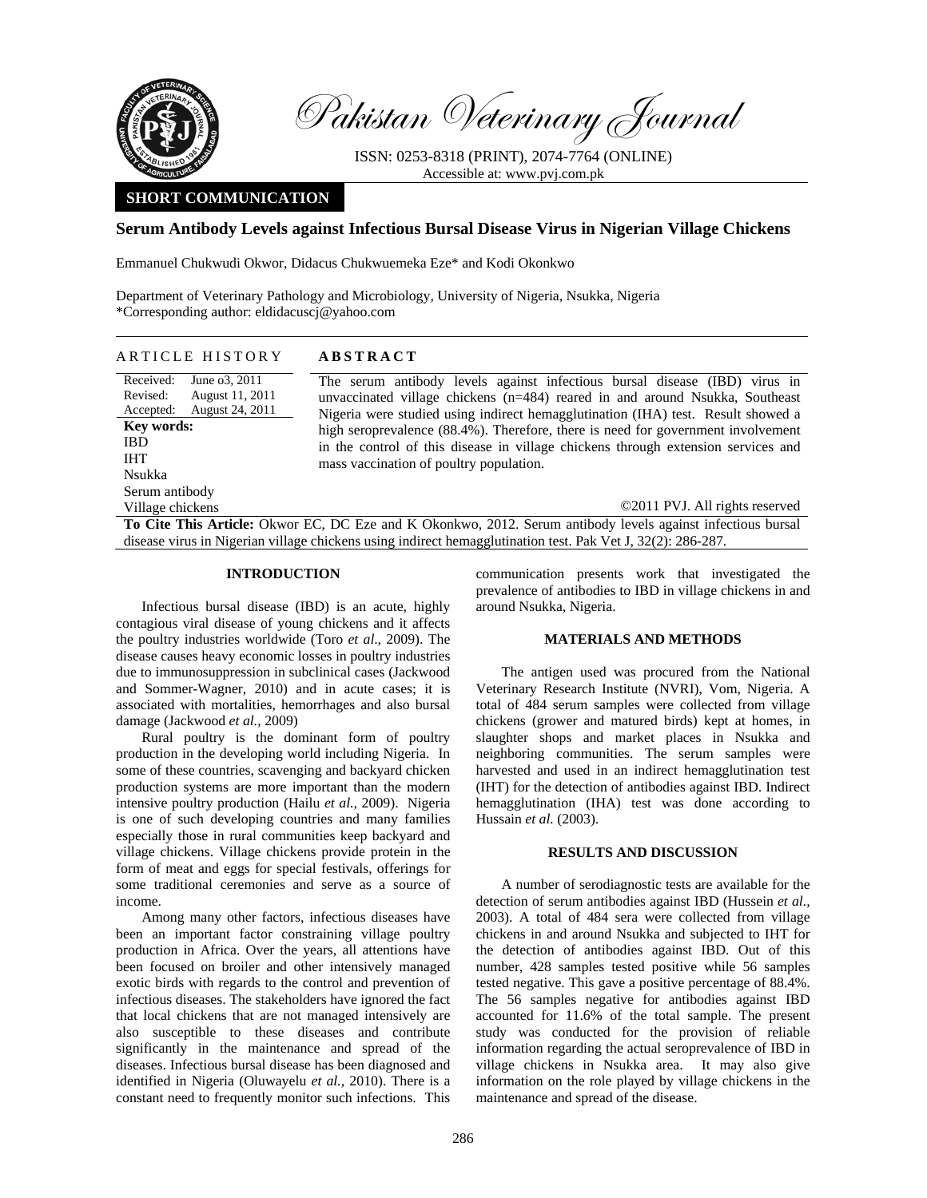Pakistan Veterinary Journal

ISSN: 0253-8318 (PRINT), 2074-7764 (ONLINE)
Accessible at: www.pvj.com.pk

**SHORT COMMUNICATION**

# Serum Antibody Levels against Infectious Bursal Disease Virus in Nigerian Village Chickens

Emmanuel Chukwudi Okwor, Didacus Chukwuemeka Eze* and Kodi Okonkwo

Department of Veterinary Pathology and Microbiology, University of Nigeria, Nsukka, Nigeria
*Corresponding author: eldidacuscj@yahoo.com

**ARTICLE HISTORY**

Received: June o3, 2011
Revised: August 11, 2011
Accepted: August 24, 2011

**Key words:**
IBD
IHT
Nsukka
Serum antibody
Village chickens

**ABSTRACT**

The serum antibody levels against infectious bursal disease (IBD) virus in unvaccinated village chickens (n=484) reared in and around Nsukka, Southeast Nigeria were studied using indirect hemagglutination (IHA) test. Result showed a high seroprevalence (88.4%). Therefore, there is need for government involvement in the control of this disease in village chickens through extension services and mass vaccination of poultry population.

©2011 PVJ. All rights reserved

**To Cite This Article:** Okwor EC, DC Eze and K Okonkwo, 2012. Serum antibody levels against infectious bursal disease virus in Nigerian village chickens using indirect hemagglutination test. Pak Vet J, 32(2): 286-287.

## INTRODUCTION

Infectious bursal disease (IBD) is an acute, highly contagious viral disease of young chickens and it affects the poultry industries worldwide (Toro *et al*., 2009). The disease causes heavy economic losses in poultry industries due to immunosuppression in subclinical cases (Jackwood and Sommer-Wagner, 2010) and in acute cases; it is associated with mortalities, hemorrhages and also bursal damage (Jackwood *et al.,* 2009)

Rural poultry is the dominant form of poultry production in the developing world including Nigeria. In some of these countries, scavenging and backyard chicken production systems are more important than the modern intensive poultry production (Hailu *et al.,* 2009). Nigeria is one of such developing countries and many families especially those in rural communities keep backyard and village chickens. Village chickens provide protein in the form of meat and eggs for special festivals, offerings for some traditional ceremonies and serve as a source of income.

Among many other factors, infectious diseases have been an important factor constraining village poultry production in Africa. Over the years, all attentions have been focused on broiler and other intensively managed exotic birds with regards to the control and prevention of infectious diseases. The stakeholders have ignored the fact that local chickens that are not managed intensively are also susceptible to these diseases and contribute significantly in the maintenance and spread of the diseases. Infectious bursal disease has been diagnosed and identified in Nigeria (Oluwayelu *et al.,* 2010). There is a constant need to frequently monitor such infections. This communication presents work that investigated the prevalence of antibodies to IBD in village chickens in and around Nsukka, Nigeria.

## MATERIALS AND METHODS

The antigen used was procured from the National Veterinary Research Institute (NVRI), Vom, Nigeria. A total of 484 serum samples were collected from village chickens (grower and matured birds) kept at homes, in slaughter shops and market places in Nsukka and neighboring communities. The serum samples were harvested and used in an indirect hemagglutination test (IHT) for the detection of antibodies against IBD. Indirect hemagglutination (IHA) test was done according to Hussain *et al.* (2003).

## RESULTS AND DISCUSSION

A number of serodiagnostic tests are available for the detection of serum antibodies against IBD (Hussein *et al*., 2003). A total of 484 sera were collected from village chickens in and around Nsukka and subjected to IHT for the detection of antibodies against IBD. Out of this number, 428 samples tested positive while 56 samples tested negative. This gave a positive percentage of 88.4%. The 56 samples negative for antibodies against IBD accounted for 11.6% of the total sample. The present study was conducted for the provision of reliable information regarding the actual seroprevalence of IBD in village chickens in Nsukka area. It may also give information on the role played by village chickens in the maintenance and spread of the disease.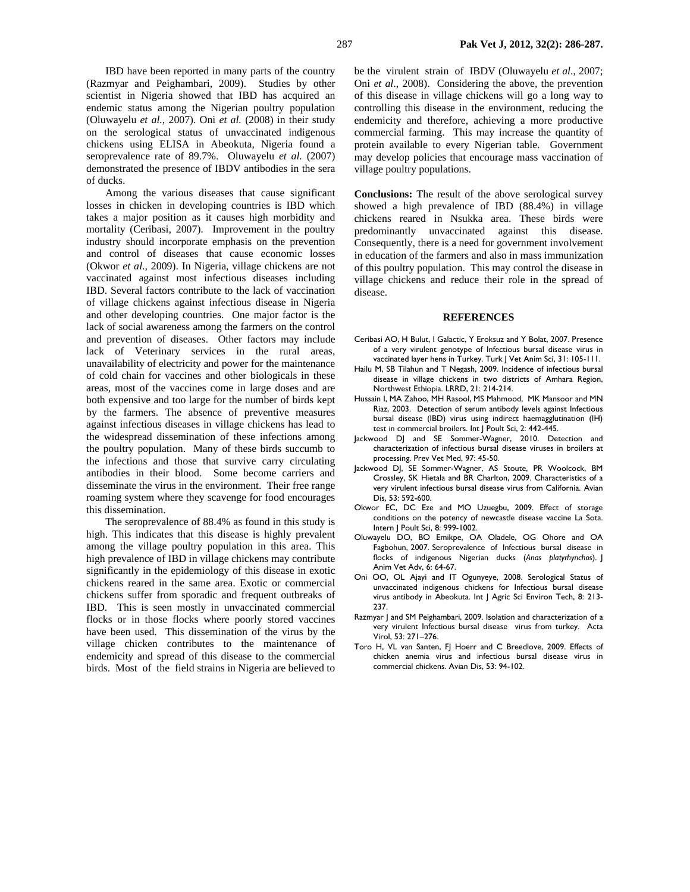IBD have been reported in many parts of the country (Razmyar and Peighambari, 2009). Studies by other scientist in Nigeria showed that IBD has acquired an endemic status among the Nigerian poultry population (Oluwayelu *et al.,* 2007). Oni *et al.* (2008) in their study on the serological status of unvaccinated indigenous chickens using ELISA in Abeokuta, Nigeria found a seroprevalence rate of 89.7%. Oluwayelu *et al.* (2007) demonstrated the presence of IBDV antibodies in the sera of ducks.

Among the various diseases that cause significant losses in chicken in developing countries is IBD which takes a major position as it causes high morbidity and mortality (Ceribasi, 2007). Improvement in the poultry industry should incorporate emphasis on the prevention and control of diseases that cause economic losses (Okwor *et al.,* 2009). In Nigeria, village chickens are not vaccinated against most infectious diseases including IBD. Several factors contribute to the lack of vaccination of village chickens against infectious disease in Nigeria and other developing countries. One major factor is the lack of social awareness among the farmers on the control and prevention of diseases. Other factors may include lack of Veterinary services in the rural areas, unavailability of electricity and power for the maintenance of cold chain for vaccines and other biologicals in these areas, most of the vaccines come in large doses and are both expensive and too large for the number of birds kept by the farmers. The absence of preventive measures against infectious diseases in village chickens has lead to the widespread dissemination of these infections among the poultry population. Many of these birds succumb to the infections and those that survive carry circulating antibodies in their blood. Some become carriers and disseminate the virus in the environment. Their free range roaming system where they scavenge for food encourages this dissemination.

The seroprevalence of 88.4% as found in this study is high. This indicates that this disease is highly prevalent among the village poultry population in this area. This high prevalence of IBD in village chickens may contribute significantly in the epidemiology of this disease in exotic chickens reared in the same area. Exotic or commercial chickens suffer from sporadic and frequent outbreaks of IBD. This is seen mostly in unvaccinated commercial flocks or in those flocks where poorly stored vaccines have been used. This dissemination of the virus by the village chicken contributes to the maintenance of endemicity and spread of this disease to the commercial birds. Most of the field strains in Nigeria are believed to be the virulent strain of IBDV (Oluwayelu *et al*., 2007; Oni *et al*., 2008). Considering the above, the prevention of this disease in village chickens will go a long way to controlling this disease in the environment, reducing the endemicity and therefore, achieving a more productive commercial farming. This may increase the quantity of protein available to every Nigerian table. Government may develop policies that encourage mass vaccination of village poultry populations.

**Conclusions:** The result of the above serological survey showed a high prevalence of IBD (88.4%) in village chickens reared in Nsukka area. These birds were predominantly unvaccinated against this disease. Consequently, there is a need for government involvement in education of the farmers and also in mass immunization of this poultry population. This may control the disease in village chickens and reduce their role in the spread of disease.

## REFERENCES

Ceribasi AO, H Bulut, I Galactic, Y Eroksuz and Y Bolat, 2007. Presence of a very virulent genotype of Infectious bursal disease virus in vaccinated layer hens in Turkey. Turk J Vet Anim Sci, 31: 105-111.

Hailu M, SB Tilahun and T Negash, 2009. Incidence of infectious bursal disease in village chickens in two districts of Amhara Region, Northwest Ethiopia. LRRD, 21: 214-214.

Hussain I, MA Zahoo, MH Rasool, MS Mahmood, MK Mansoor and MN Riaz, 2003. Detection of serum antibody levels against Infectious bursal disease (IBD) virus using indirect haemagglutination (IH) test in commercial broilers. Int J Poult Sci, 2: 442-445.

Jackwood DJ and SE Sommer-Wagner, 2010. Detection and characterization of infectious bursal disease viruses in broilers at processing. Prev Vet Med, 97: 45-50.

Jackwood DJ, SE Sommer-Wagner, AS Stoute, PR Woolcock, BM Crossley, SK Hietala and BR Charlton, 2009. Characteristics of a very virulent infectious bursal disease virus from California. Avian Dis, 53: 592-600.

Okwor EC, DC Eze and MO Uzuegbu, 2009. Effect of storage conditions on the potency of newcastle disease vaccine La Sota. Intern J Poult Sci, 8: 999-1002.

Oluwayelu DO, BO Emikpe, OA Oladele, OG Ohore and OA Fagbohun, 2007. Seroprevalence of Infectious bursal disease in flocks of indigenous Nigerian ducks (*Anas platyrhynchos*). J Anim Vet Adv, 6: 64-67.

Oni OO, OL Ajayi and IT Ogunyeye, 2008. Serological Status of unvaccinated indigenous chickens for Infectious bursal disease virus antibody in Abeokuta. Int J Agric Sci Environ Tech, 8: 213-237.

Razmyar J and SM Peighambari, 2009. Isolation and characterization of a very virulent Infectious bursal disease virus from turkey. Acta Virol, 53: 271–276.

Toro H, VL van Santen, FJ Hoerr and C Breedlove, 2009. Effects of chicken anemia virus and infectious bursal disease virus in commercial chickens. Avian Dis, 53: 94-102.